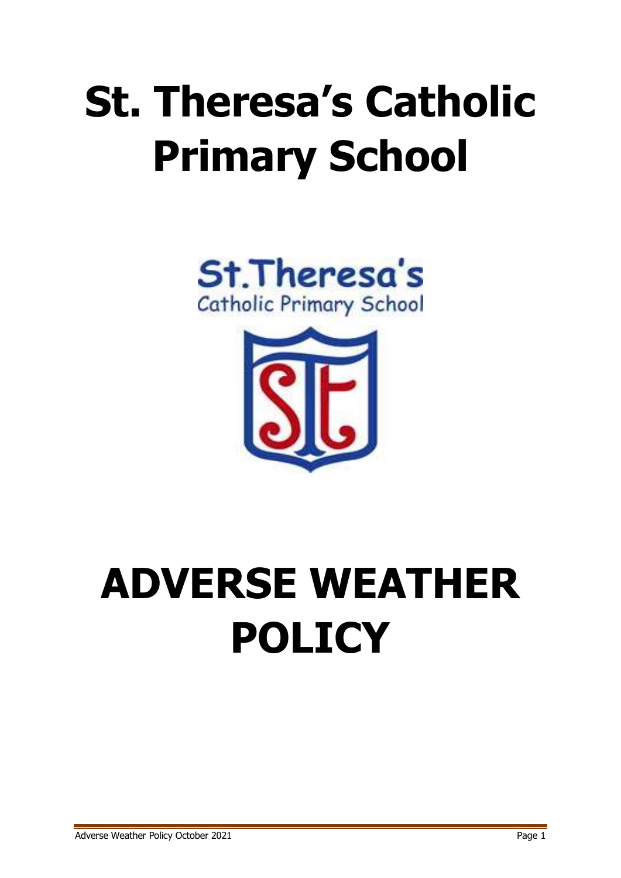# St. Theresa's Catholic Primary School

# ADVERSE WEATHER POLICY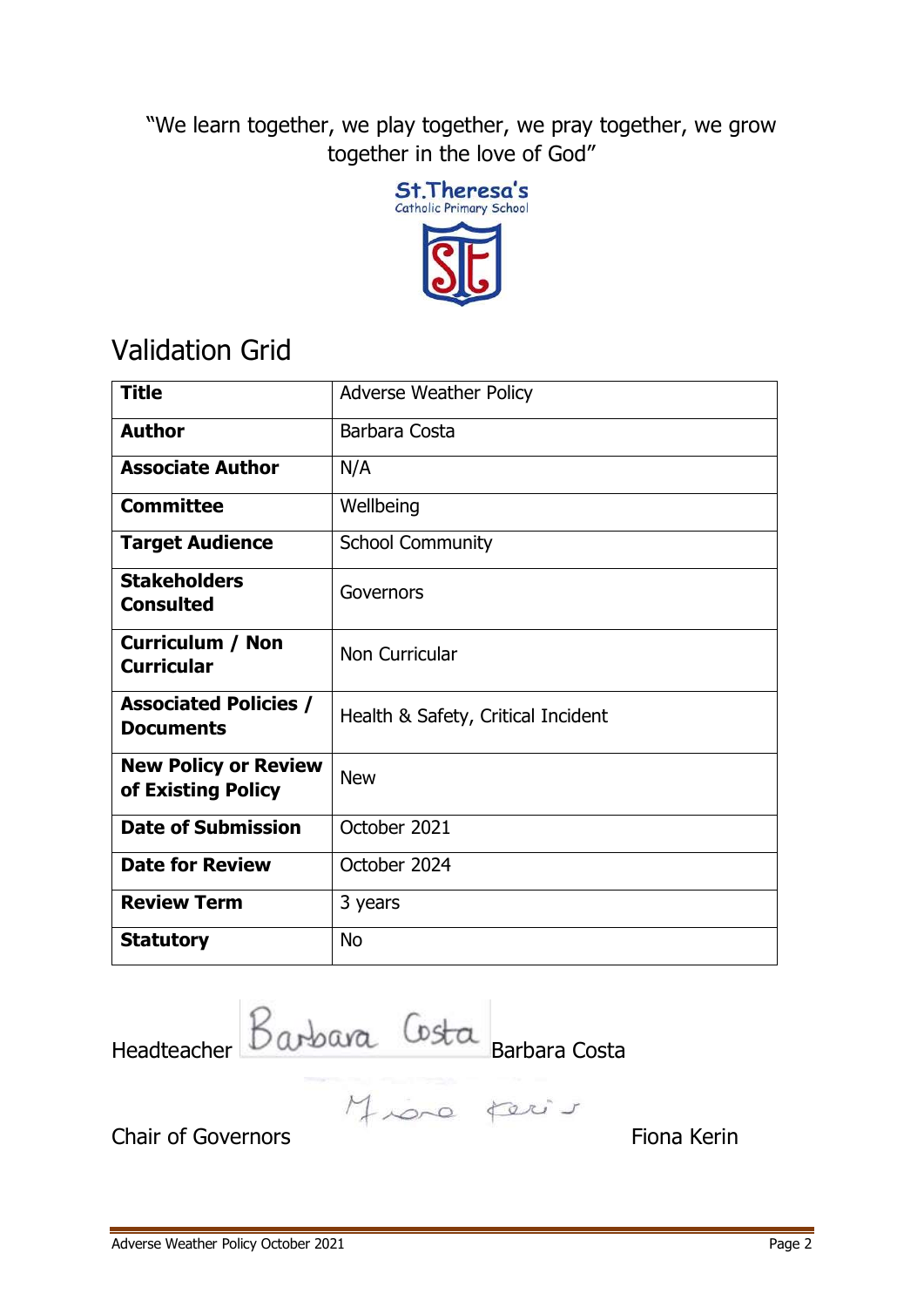"We learn together, we play together, we pray together, we grow together in the love of God"

St.Theresa's
Catholic Primary School

## Validation Grid

| **Title** | Adverse Weather Policy |
|---|---|
| **Author** | Barbara Costa |
| **Associate Author** | N/A |
| **Committee** | Wellbeing |
| **Target Audience** | School Community |
| **Stakeholders Consulted** | Governors |
| **Curriculum / Non Curricular** | Non Curricular |
| **Associated Policies / Documents** | Health & Safety, Critical Incident |
| **New Policy or Review of Existing Policy** | New |
| **Date of Submission** | October 2021 |
| **Date for Review** | October 2024 |
| **Review Term** | 3 years |
| **Statutory** | No |

Headteacher Barbara Costa Barbara Costa

Chair of Governors Fiona Kerin Fiona Kerin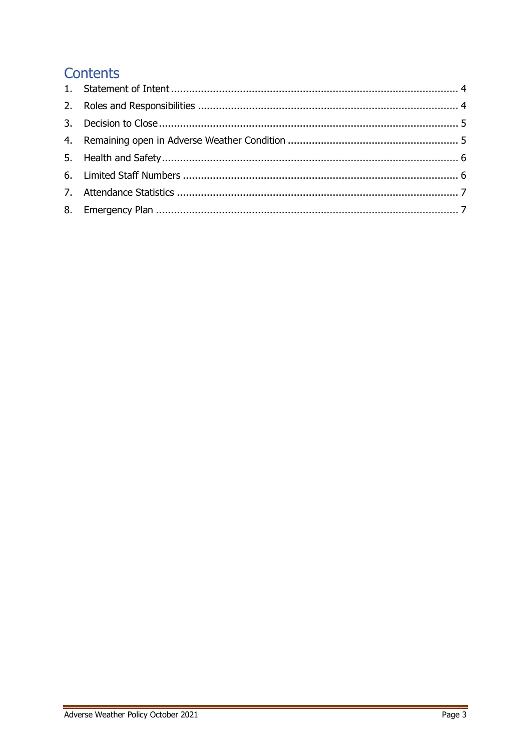# Contents

1. Statement of Intent ............................................................................................... 4
2. Roles and Responsibilities ..................................................................................... 4
3. Decision to Close ................................................................................................... 5
4. Remaining open in Adverse Weather Condition ........................................................ 5
5. Health and Safety .................................................................................................. 6
6. Limited Staff Numbers ........................................................................................... 6
7. Attendance Statistics ............................................................................................. 7
8. Emergency Plan .................................................................................................... 7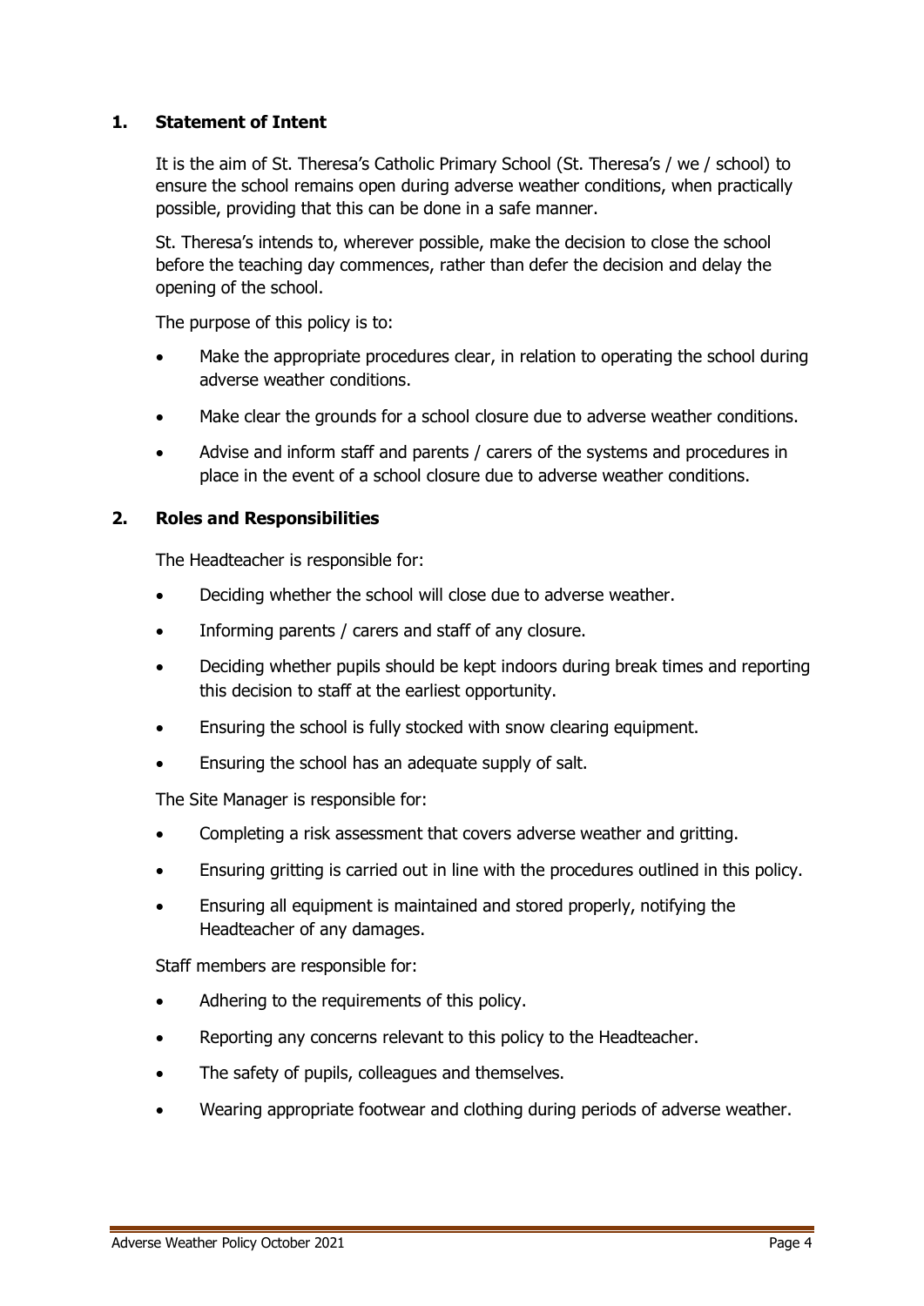## 1. Statement of Intent

It is the aim of St. Theresa's Catholic Primary School (St. Theresa's / we / school) to ensure the school remains open during adverse weather conditions, when practically possible, providing that this can be done in a safe manner.

St. Theresa's intends to, wherever possible, make the decision to close the school before the teaching day commences, rather than defer the decision and delay the opening of the school.

The purpose of this policy is to:

- Make the appropriate procedures clear, in relation to operating the school during adverse weather conditions.
- Make clear the grounds for a school closure due to adverse weather conditions.
- Advise and inform staff and parents / carers of the systems and procedures in place in the event of a school closure due to adverse weather conditions.

## 2. Roles and Responsibilities

The Headteacher is responsible for:

- Deciding whether the school will close due to adverse weather.
- Informing parents / carers and staff of any closure.
- Deciding whether pupils should be kept indoors during break times and reporting this decision to staff at the earliest opportunity.
- Ensuring the school is fully stocked with snow clearing equipment.
- Ensuring the school has an adequate supply of salt.

The Site Manager is responsible for:

- Completing a risk assessment that covers adverse weather and gritting.
- Ensuring gritting is carried out in line with the procedures outlined in this policy.
- Ensuring all equipment is maintained and stored properly, notifying the Headteacher of any damages.

Staff members are responsible for:

- Adhering to the requirements of this policy.
- Reporting any concerns relevant to this policy to the Headteacher.
- The safety of pupils, colleagues and themselves.
- Wearing appropriate footwear and clothing during periods of adverse weather.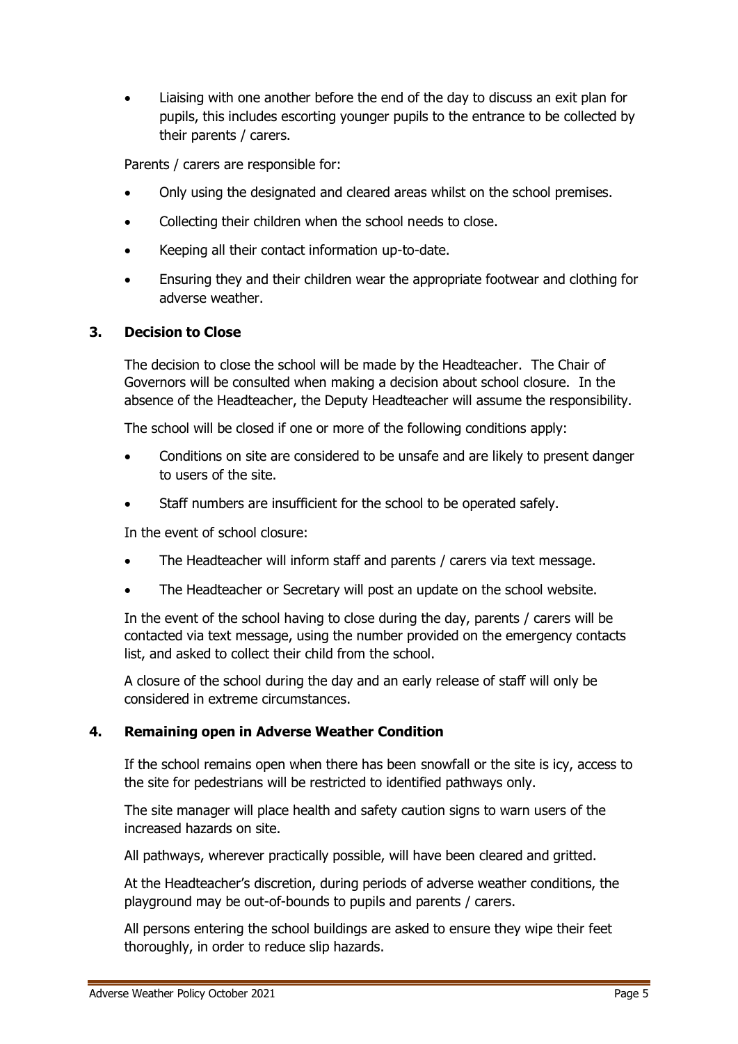- Liaising with one another before the end of the day to discuss an exit plan for pupils, this includes escorting younger pupils to the entrance to be collected by their parents / carers.

Parents / carers are responsible for:

- Only using the designated and cleared areas whilst on the school premises.
- Collecting their children when the school needs to close.
- Keeping all their contact information up-to-date.
- Ensuring they and their children wear the appropriate footwear and clothing for adverse weather.

## 3. Decision to Close

The decision to close the school will be made by the Headteacher. The Chair of Governors will be consulted when making a decision about school closure. In the absence of the Headteacher, the Deputy Headteacher will assume the responsibility.

The school will be closed if one or more of the following conditions apply:

- Conditions on site are considered to be unsafe and are likely to present danger to users of the site.
- Staff numbers are insufficient for the school to be operated safely.

In the event of school closure:

- The Headteacher will inform staff and parents / carers via text message.
- The Headteacher or Secretary will post an update on the school website.

In the event of the school having to close during the day, parents / carers will be contacted via text message, using the number provided on the emergency contacts list, and asked to collect their child from the school.

A closure of the school during the day and an early release of staff will only be considered in extreme circumstances.

## 4. Remaining open in Adverse Weather Condition

If the school remains open when there has been snowfall or the site is icy, access to the site for pedestrians will be restricted to identified pathways only.

The site manager will place health and safety caution signs to warn users of the increased hazards on site.

All pathways, wherever practically possible, will have been cleared and gritted.

At the Headteacher's discretion, during periods of adverse weather conditions, the playground may be out-of-bounds to pupils and parents / carers.

All persons entering the school buildings are asked to ensure they wipe their feet thoroughly, in order to reduce slip hazards.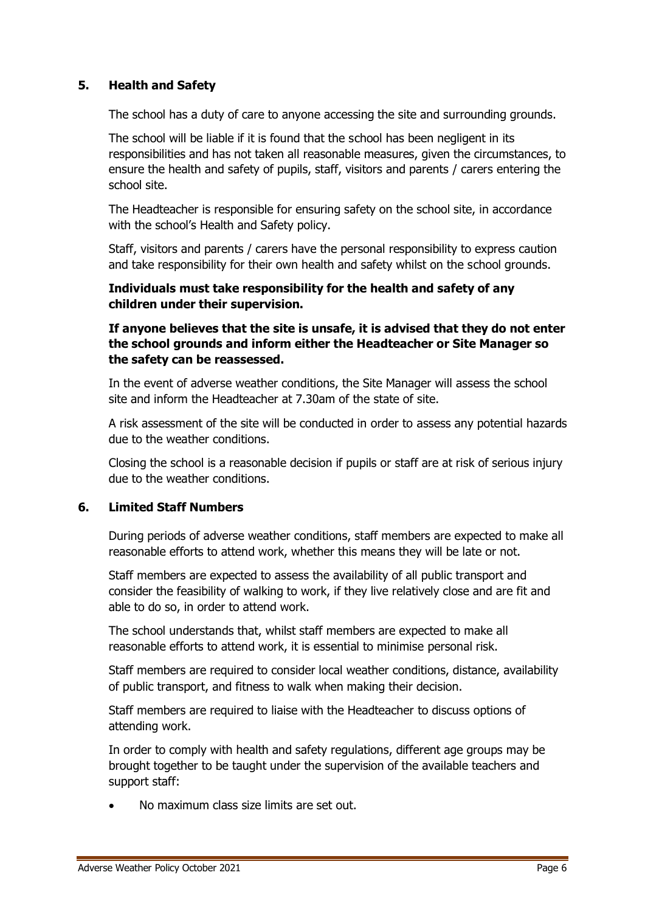## 5. Health and Safety

The school has a duty of care to anyone accessing the site and surrounding grounds.

The school will be liable if it is found that the school has been negligent in its responsibilities and has not taken all reasonable measures, given the circumstances, to ensure the health and safety of pupils, staff, visitors and parents / carers entering the school site.

The Headteacher is responsible for ensuring safety on the school site, in accordance with the school's Health and Safety policy.

Staff, visitors and parents / carers have the personal responsibility to express caution and take responsibility for their own health and safety whilst on the school grounds.

**Individuals must take responsibility for the health and safety of any children under their supervision.**

**If anyone believes that the site is unsafe, it is advised that they do not enter the school grounds and inform either the Headteacher or Site Manager so the safety can be reassessed.**

In the event of adverse weather conditions, the Site Manager will assess the school site and inform the Headteacher at 7.30am of the state of site.

A risk assessment of the site will be conducted in order to assess any potential hazards due to the weather conditions.

Closing the school is a reasonable decision if pupils or staff are at risk of serious injury due to the weather conditions.

## 6. Limited Staff Numbers

During periods of adverse weather conditions, staff members are expected to make all reasonable efforts to attend work, whether this means they will be late or not.

Staff members are expected to assess the availability of all public transport and consider the feasibility of walking to work, if they live relatively close and are fit and able to do so, in order to attend work.

The school understands that, whilst staff members are expected to make all reasonable efforts to attend work, it is essential to minimise personal risk.

Staff members are required to consider local weather conditions, distance, availability of public transport, and fitness to walk when making their decision.

Staff members are required to liaise with the Headteacher to discuss options of attending work.

In order to comply with health and safety regulations, different age groups may be brought together to be taught under the supervision of the available teachers and support staff:

- No maximum class size limits are set out.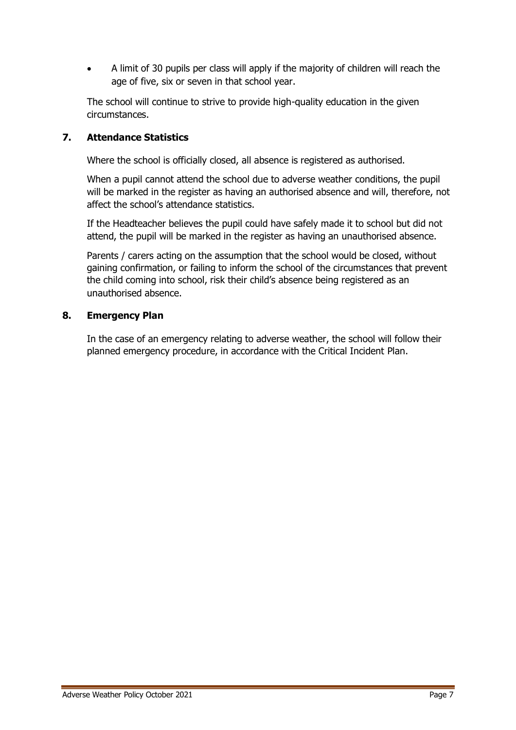- A limit of 30 pupils per class will apply if the majority of children will reach the age of five, six or seven in that school year.

The school will continue to strive to provide high-quality education in the given circumstances.

## 7. Attendance Statistics

Where the school is officially closed, all absence is registered as authorised.

When a pupil cannot attend the school due to adverse weather conditions, the pupil will be marked in the register as having an authorised absence and will, therefore, not affect the school's attendance statistics.

If the Headteacher believes the pupil could have safely made it to school but did not attend, the pupil will be marked in the register as having an unauthorised absence.

Parents / carers acting on the assumption that the school would be closed, without gaining confirmation, or failing to inform the school of the circumstances that prevent the child coming into school, risk their child's absence being registered as an unauthorised absence.

## 8. Emergency Plan

In the case of an emergency relating to adverse weather, the school will follow their planned emergency procedure, in accordance with the Critical Incident Plan.